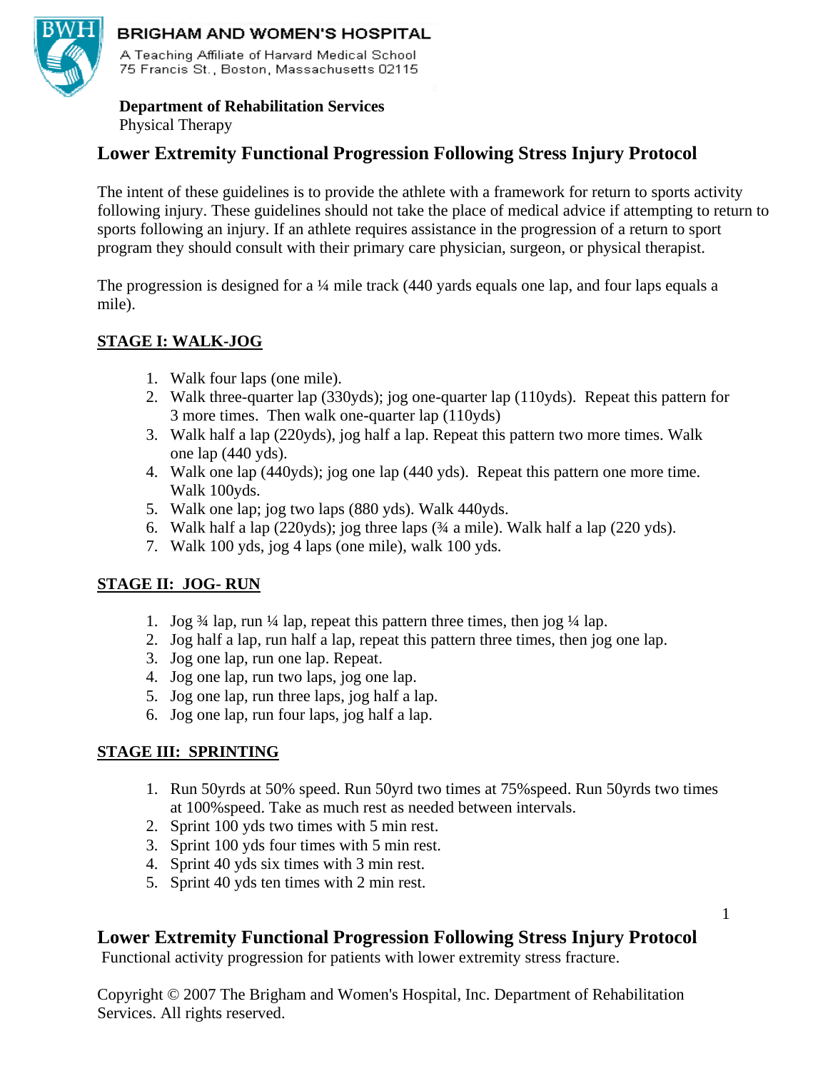**BRIGHAM AND WOMEN'S HOSPITAL**

A Teaching Affiliate of Harvard Medical School
75 Francis St., Boston, Massachusetts 02115

**Department of Rehabilitation Services**
Physical Therapy

# Lower Extremity Functional Progression Following Stress Injury Protocol

The intent of these guidelines is to provide the athlete with a framework for return to sports activity following injury. These guidelines should not take the place of medical advice if attempting to return to sports following an injury. If an athlete requires assistance in the progression of a return to sport program they should consult with their primary care physician, surgeon, or physical therapist.

The progression is designed for a ¼ mile track (440 yards equals one lap, and four laps equals a mile).

## STAGE I: WALK-JOG

1. Walk four laps (one mile).
2. Walk three-quarter lap (330yds); jog one-quarter lap (110yds). Repeat this pattern for 3 more times. Then walk one-quarter lap (110yds)
3. Walk half a lap (220yds), jog half a lap. Repeat this pattern two more times. Walk one lap (440 yds).
4. Walk one lap (440yds); jog one lap (440 yds). Repeat this pattern one more time. Walk 100yds.
5. Walk one lap; jog two laps (880 yds). Walk 440yds.
6. Walk half a lap (220yds); jog three laps (¾ a mile). Walk half a lap (220 yds).
7. Walk 100 yds, jog 4 laps (one mile), walk 100 yds.

## STAGE II: JOG- RUN

1. Jog ¾ lap, run ¼ lap, repeat this pattern three times, then jog ¼ lap.
2. Jog half a lap, run half a lap, repeat this pattern three times, then jog one lap.
3. Jog one lap, run one lap. Repeat.
4. Jog one lap, run two laps, jog one lap.
5. Jog one lap, run three laps, jog half a lap.
6. Jog one lap, run four laps, jog half a lap.

## STAGE III: SPRINTING

1. Run 50yrds at 50% speed. Run 50yrd two times at 75%speed. Run 50yrds two times at 100%speed. Take as much rest as needed between intervals.
2. Sprint 100 yds two times with 5 min rest.
3. Sprint 100 yds four times with 5 min rest.
4. Sprint 40 yds six times with 3 min rest.
5. Sprint 40 yds ten times with 2 min rest.

**Lower Extremity Functional Progression Following Stress Injury Protocol**
Functional activity progression for patients with lower extremity stress fracture.

Copyright © 2007 The Brigham and Women's Hospital, Inc. Department of Rehabilitation Services. All rights reserved.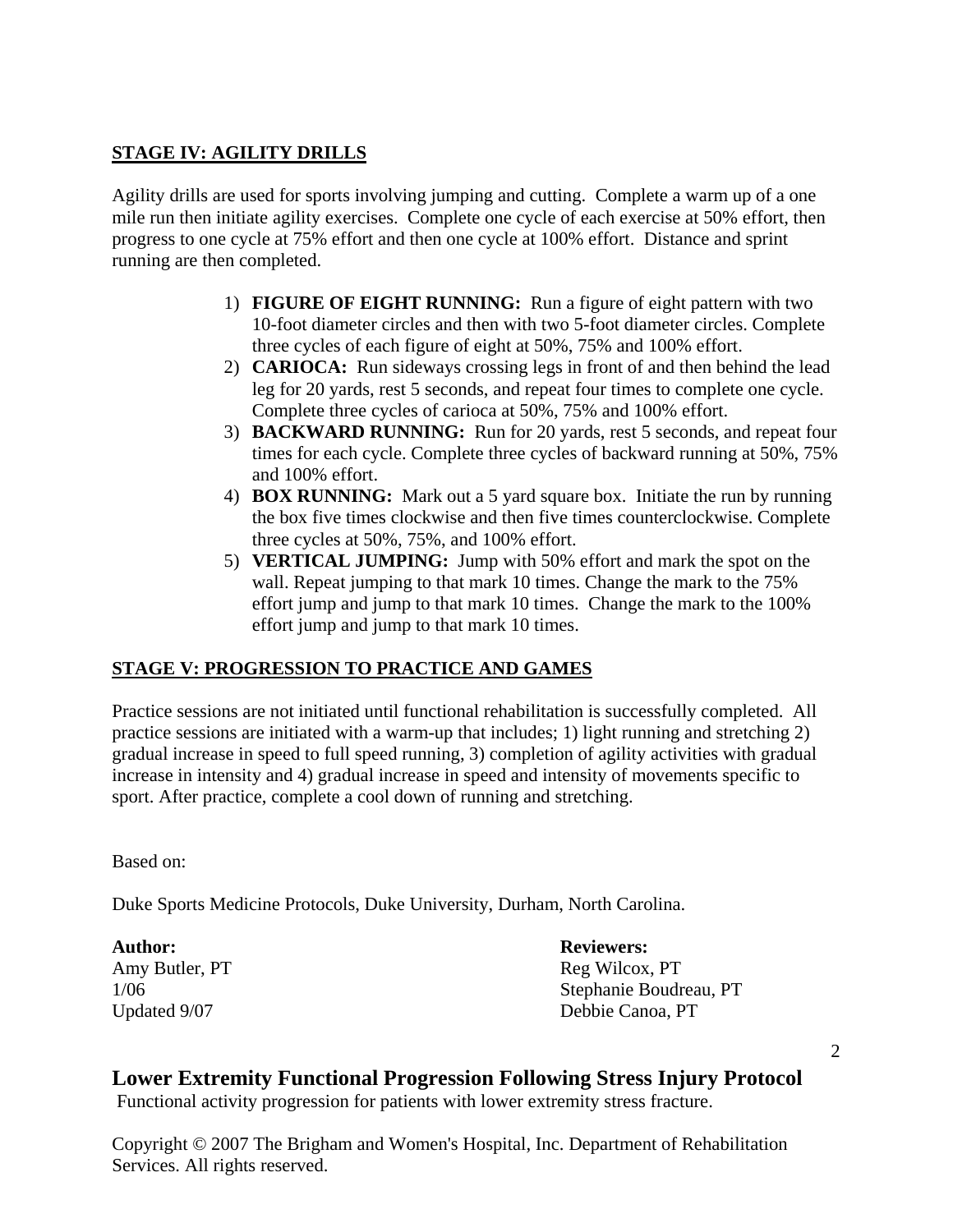## STAGE IV: AGILITY DRILLS

Agility drills are used for sports involving jumping and cutting. Complete a warm up of a one mile run then initiate agility exercises. Complete one cycle of each exercise at 50% effort, then progress to one cycle at 75% effort and then one cycle at 100% effort. Distance and sprint running are then completed.

1) **FIGURE OF EIGHT RUNNING:** Run a figure of eight pattern with two 10-foot diameter circles and then with two 5-foot diameter circles. Complete three cycles of each figure of eight at 50%, 75% and 100% effort.
2) **CARIOCA:** Run sideways crossing legs in front of and then behind the lead leg for 20 yards, rest 5 seconds, and repeat four times to complete one cycle. Complete three cycles of carioca at 50%, 75% and 100% effort.
3) **BACKWARD RUNNING:** Run for 20 yards, rest 5 seconds, and repeat four times for each cycle. Complete three cycles of backward running at 50%, 75% and 100% effort.
4) **BOX RUNNING:** Mark out a 5 yard square box. Initiate the run by running the box five times clockwise and then five times counterclockwise. Complete three cycles at 50%, 75%, and 100% effort.
5) **VERTICAL JUMPING:** Jump with 50% effort and mark the spot on the wall. Repeat jumping to that mark 10 times. Change the mark to the 75% effort jump and jump to that mark 10 times. Change the mark to the 100% effort jump and jump to that mark 10 times.

## STAGE V: PROGRESSION TO PRACTICE AND GAMES

Practice sessions are not initiated until functional rehabilitation is successfully completed. All practice sessions are initiated with a warm-up that includes; 1) light running and stretching 2) gradual increase in speed to full speed running, 3) completion of agility activities with gradual increase in intensity and 4) gradual increase in speed and intensity of movements specific to sport. After practice, complete a cool down of running and stretching.

Based on:

Duke Sports Medicine Protocols, Duke University, Durham, North Carolina.

**Author:**
Amy Butler, PT
1/06
Updated 9/07

**Reviewers:**
Reg Wilcox, PT
Stephanie Boudreau, PT
Debbie Canoa, PT

# Lower Extremity Functional Progression Following Stress Injury Protocol

Functional activity progression for patients with lower extremity stress fracture.

Copyright © 2007 The Brigham and Women's Hospital, Inc. Department of Rehabilitation Services. All rights reserved.